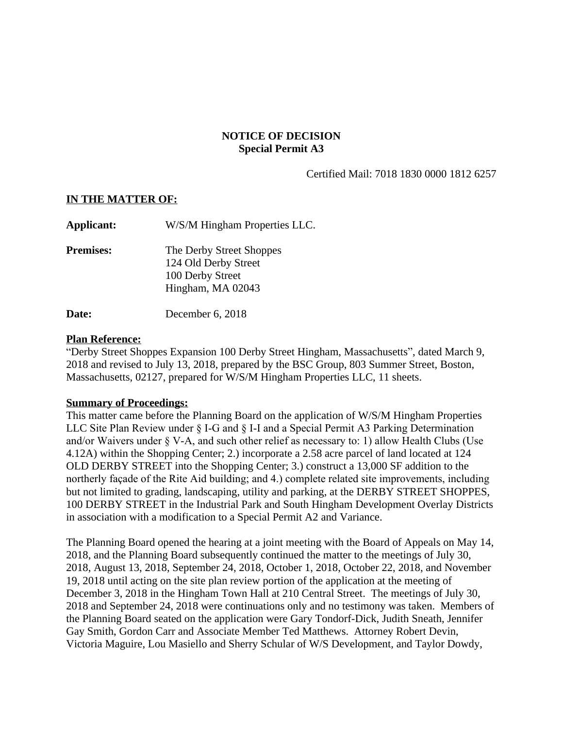**NOTICE OF DECISION**
**Special Permit A3**

Certified Mail: 7018 1830 0000 1812 6257

**IN THE MATTER OF:**

**Applicant:** W/S/M Hingham Properties LLC.

**Premises:** The Derby Street Shoppes
124 Old Derby Street
100 Derby Street
Hingham, MA 02043

**Date:** December 6, 2018

**Plan Reference:**
"Derby Street Shoppes Expansion 100 Derby Street Hingham, Massachusetts", dated March 9, 2018 and revised to July 13, 2018, prepared by the BSC Group, 803 Summer Street, Boston, Massachusetts, 02127, prepared for W/S/M Hingham Properties LLC, 11 sheets.

**Summary of Proceedings:**
This matter came before the Planning Board on the application of W/S/M Hingham Properties LLC Site Plan Review under § I-G and § I-I and a Special Permit A3 Parking Determination and/or Waivers under § V-A, and such other relief as necessary to: 1) allow Health Clubs (Use 4.12A) within the Shopping Center; 2.) incorporate a 2.58 acre parcel of land located at 124 OLD DERBY STREET into the Shopping Center; 3.) construct a 13,000 SF addition to the northerly façade of the Rite Aid building; and 4.) complete related site improvements, including but not limited to grading, landscaping, utility and parking, at the DERBY STREET SHOPPES, 100 DERBY STREET in the Industrial Park and South Hingham Development Overlay Districts in association with a modification to a Special Permit A2 and Variance.

The Planning Board opened the hearing at a joint meeting with the Board of Appeals on May 14, 2018, and the Planning Board subsequently continued the matter to the meetings of July 30, 2018, August 13, 2018, September 24, 2018, October 1, 2018, October 22, 2018, and November 19, 2018 until acting on the site plan review portion of the application at the meeting of December 3, 2018 in the Hingham Town Hall at 210 Central Street. The meetings of July 30, 2018 and September 24, 2018 were continuations only and no testimony was taken. Members of the Planning Board seated on the application were Gary Tondorf-Dick, Judith Sneath, Jennifer Gay Smith, Gordon Carr and Associate Member Ted Matthews. Attorney Robert Devin, Victoria Maguire, Lou Masiello and Sherry Schular of W/S Development, and Taylor Dowdy,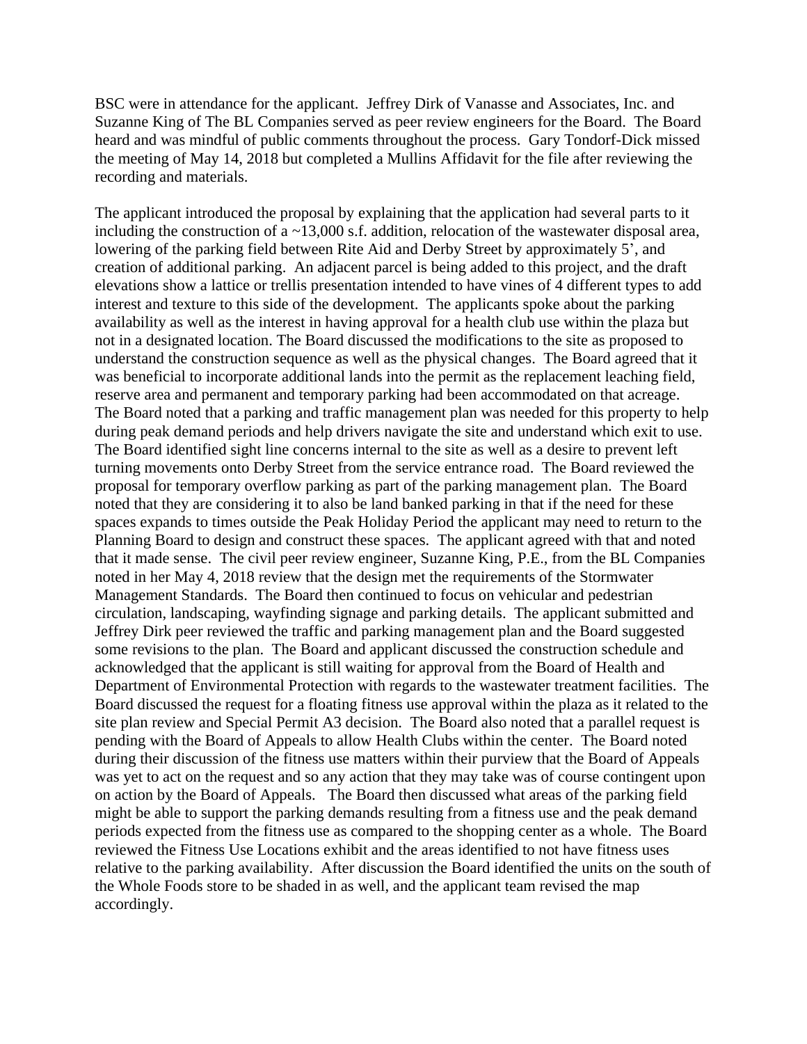BSC were in attendance for the applicant. Jeffrey Dirk of Vanasse and Associates, Inc. and Suzanne King of The BL Companies served as peer review engineers for the Board. The Board heard and was mindful of public comments throughout the process. Gary Tondorf-Dick missed the meeting of May 14, 2018 but completed a Mullins Affidavit for the file after reviewing the recording and materials.

The applicant introduced the proposal by explaining that the application had several parts to it including the construction of a ~13,000 s.f. addition, relocation of the wastewater disposal area, lowering of the parking field between Rite Aid and Derby Street by approximately 5', and creation of additional parking. An adjacent parcel is being added to this project, and the draft elevations show a lattice or trellis presentation intended to have vines of 4 different types to add interest and texture to this side of the development. The applicants spoke about the parking availability as well as the interest in having approval for a health club use within the plaza but not in a designated location. The Board discussed the modifications to the site as proposed to understand the construction sequence as well as the physical changes. The Board agreed that it was beneficial to incorporate additional lands into the permit as the replacement leaching field, reserve area and permanent and temporary parking had been accommodated on that acreage. The Board noted that a parking and traffic management plan was needed for this property to help during peak demand periods and help drivers navigate the site and understand which exit to use. The Board identified sight line concerns internal to the site as well as a desire to prevent left turning movements onto Derby Street from the service entrance road. The Board reviewed the proposal for temporary overflow parking as part of the parking management plan. The Board noted that they are considering it to also be land banked parking in that if the need for these spaces expands to times outside the Peak Holiday Period the applicant may need to return to the Planning Board to design and construct these spaces. The applicant agreed with that and noted that it made sense. The civil peer review engineer, Suzanne King, P.E., from the BL Companies noted in her May 4, 2018 review that the design met the requirements of the Stormwater Management Standards. The Board then continued to focus on vehicular and pedestrian circulation, landscaping, wayfinding signage and parking details. The applicant submitted and Jeffrey Dirk peer reviewed the traffic and parking management plan and the Board suggested some revisions to the plan. The Board and applicant discussed the construction schedule and acknowledged that the applicant is still waiting for approval from the Board of Health and Department of Environmental Protection with regards to the wastewater treatment facilities. The Board discussed the request for a floating fitness use approval within the plaza as it related to the site plan review and Special Permit A3 decision. The Board also noted that a parallel request is pending with the Board of Appeals to allow Health Clubs within the center. The Board noted during their discussion of the fitness use matters within their purview that the Board of Appeals was yet to act on the request and so any action that they may take was of course contingent upon on action by the Board of Appeals. The Board then discussed what areas of the parking field might be able to support the parking demands resulting from a fitness use and the peak demand periods expected from the fitness use as compared to the shopping center as a whole. The Board reviewed the Fitness Use Locations exhibit and the areas identified to not have fitness uses relative to the parking availability. After discussion the Board identified the units on the south of the Whole Foods store to be shaded in as well, and the applicant team revised the map accordingly.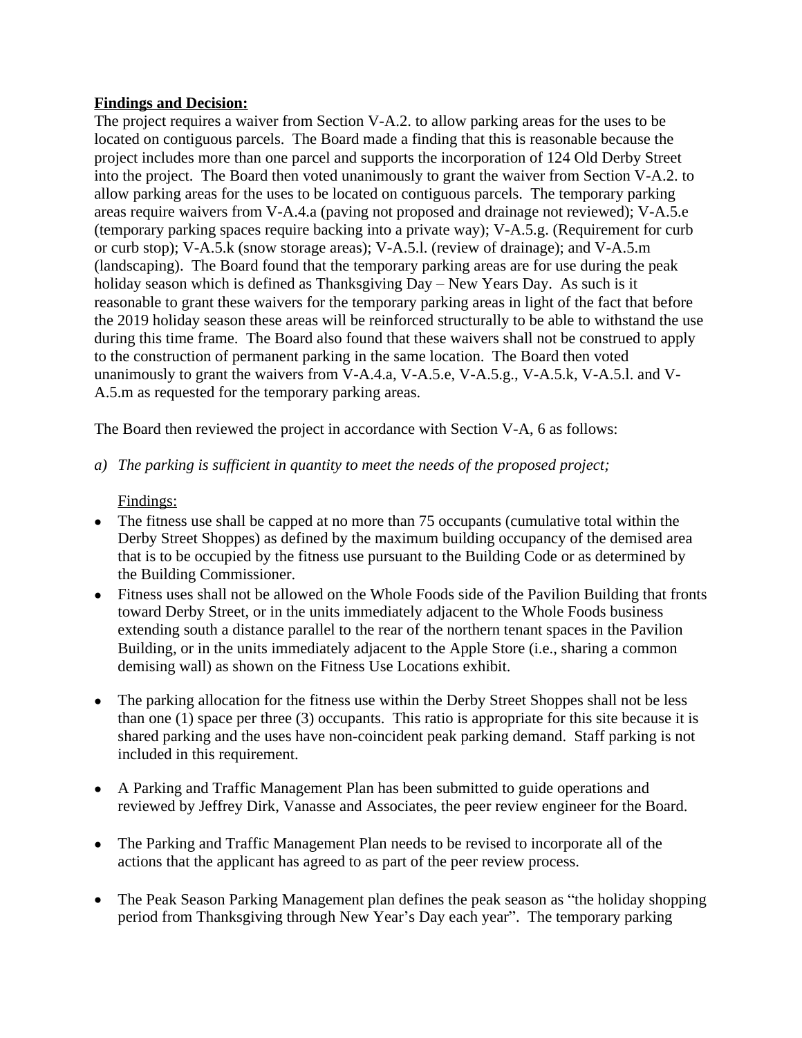**Findings and Decision:**

The project requires a waiver from Section V-A.2. to allow parking areas for the uses to be located on contiguous parcels. The Board made a finding that this is reasonable because the project includes more than one parcel and supports the incorporation of 124 Old Derby Street into the project. The Board then voted unanimously to grant the waiver from Section V-A.2. to allow parking areas for the uses to be located on contiguous parcels. The temporary parking areas require waivers from V-A.4.a (paving not proposed and drainage not reviewed); V-A.5.e (temporary parking spaces require backing into a private way); V-A.5.g. (Requirement for curb or curb stop); V-A.5.k (snow storage areas); V-A.5.l. (review of drainage); and V-A.5.m (landscaping). The Board found that the temporary parking areas are for use during the peak holiday season which is defined as Thanksgiving Day – New Years Day. As such is it reasonable to grant these waivers for the temporary parking areas in light of the fact that before the 2019 holiday season these areas will be reinforced structurally to be able to withstand the use during this time frame. The Board also found that these waivers shall not be construed to apply to the construction of permanent parking in the same location. The Board then voted unanimously to grant the waivers from V-A.4.a, V-A.5.e, V-A.5.g., V-A.5.k, V-A.5.l. and V-A.5.m as requested for the temporary parking areas.

The Board then reviewed the project in accordance with Section V-A, 6 as follows:

*a) The parking is sufficient in quantity to meet the needs of the proposed project;*

Findings:

- The fitness use shall be capped at no more than 75 occupants (cumulative total within the Derby Street Shoppes) as defined by the maximum building occupancy of the demised area that is to be occupied by the fitness use pursuant to the Building Code or as determined by the Building Commissioner.
- Fitness uses shall not be allowed on the Whole Foods side of the Pavilion Building that fronts toward Derby Street, or in the units immediately adjacent to the Whole Foods business extending south a distance parallel to the rear of the northern tenant spaces in the Pavilion Building, or in the units immediately adjacent to the Apple Store (i.e., sharing a common demising wall) as shown on the Fitness Use Locations exhibit.
- The parking allocation for the fitness use within the Derby Street Shoppes shall not be less than one (1) space per three (3) occupants. This ratio is appropriate for this site because it is shared parking and the uses have non-coincident peak parking demand. Staff parking is not included in this requirement.
- A Parking and Traffic Management Plan has been submitted to guide operations and reviewed by Jeffrey Dirk, Vanasse and Associates, the peer review engineer for the Board.
- The Parking and Traffic Management Plan needs to be revised to incorporate all of the actions that the applicant has agreed to as part of the peer review process.
- The Peak Season Parking Management plan defines the peak season as "the holiday shopping period from Thanksgiving through New Year's Day each year". The temporary parking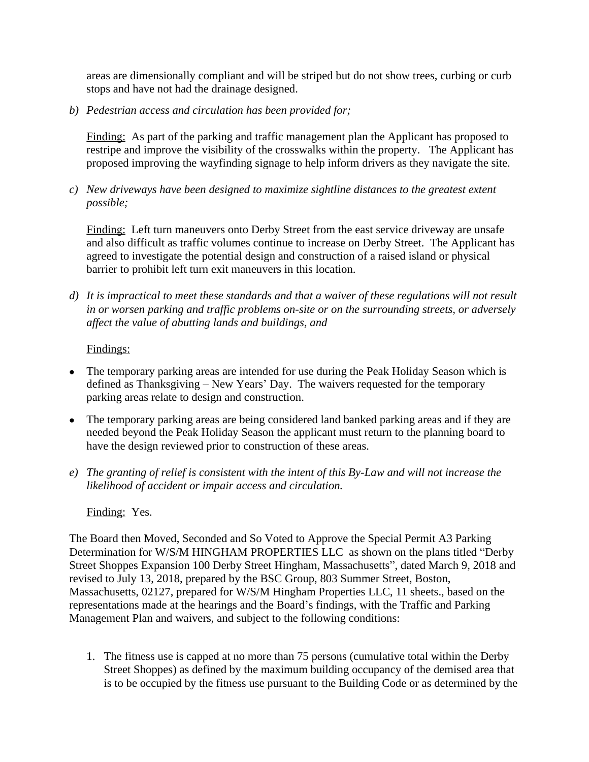areas are dimensionally compliant and will be striped but do not show trees, curbing or curb stops and have not had the drainage designed.

*b) Pedestrian access and circulation has been provided for;*

Finding: As part of the parking and traffic management plan the Applicant has proposed to restripe and improve the visibility of the crosswalks within the property. The Applicant has proposed improving the wayfinding signage to help inform drivers as they navigate the site.

*c) New driveways have been designed to maximize sightline distances to the greatest extent possible;*

Finding: Left turn maneuvers onto Derby Street from the east service driveway are unsafe and also difficult as traffic volumes continue to increase on Derby Street. The Applicant has agreed to investigate the potential design and construction of a raised island or physical barrier to prohibit left turn exit maneuvers in this location.

*d) It is impractical to meet these standards and that a waiver of these regulations will not result in or worsen parking and traffic problems on-site or on the surrounding streets, or adversely affect the value of abutting lands and buildings, and*

Findings:

- The temporary parking areas are intended for use during the Peak Holiday Season which is defined as Thanksgiving – New Years' Day. The waivers requested for the temporary parking areas relate to design and construction.
- The temporary parking areas are being considered land banked parking areas and if they are needed beyond the Peak Holiday Season the applicant must return to the planning board to have the design reviewed prior to construction of these areas.

*e) The granting of relief is consistent with the intent of this By-Law and will not increase the likelihood of accident or impair access and circulation.*

Finding: Yes.

The Board then Moved, Seconded and So Voted to Approve the Special Permit A3 Parking Determination for W/S/M HINGHAM PROPERTIES LLC as shown on the plans titled "Derby Street Shoppes Expansion 100 Derby Street Hingham, Massachusetts", dated March 9, 2018 and revised to July 13, 2018, prepared by the BSC Group, 803 Summer Street, Boston, Massachusetts, 02127, prepared for W/S/M Hingham Properties LLC, 11 sheets., based on the representations made at the hearings and the Board's findings, with the Traffic and Parking Management Plan and waivers, and subject to the following conditions:

1. The fitness use is capped at no more than 75 persons (cumulative total within the Derby Street Shoppes) as defined by the maximum building occupancy of the demised area that is to be occupied by the fitness use pursuant to the Building Code or as determined by the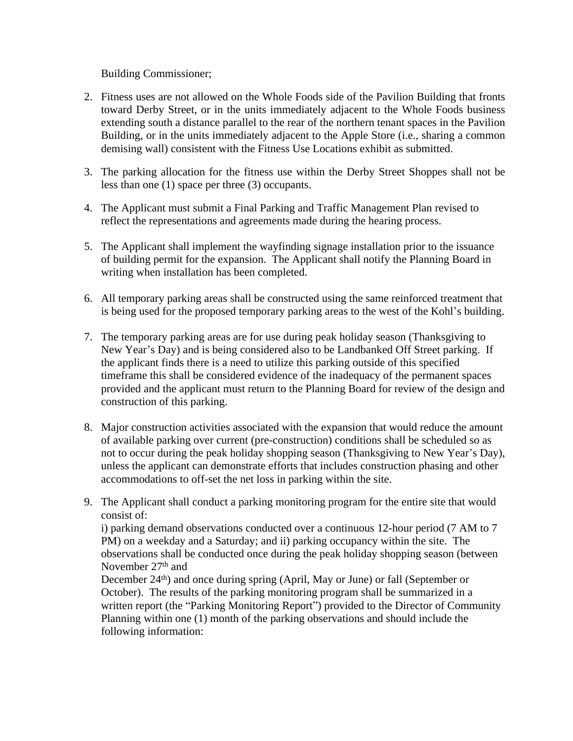Building Commissioner;

2. Fitness uses are not allowed on the Whole Foods side of the Pavilion Building that fronts toward Derby Street, or in the units immediately adjacent to the Whole Foods business extending south a distance parallel to the rear of the northern tenant spaces in the Pavilion Building, or in the units immediately adjacent to the Apple Store (i.e., sharing a common demising wall) consistent with the Fitness Use Locations exhibit as submitted.

3. The parking allocation for the fitness use within the Derby Street Shoppes shall not be less than one (1) space per three (3) occupants.

4. The Applicant must submit a Final Parking and Traffic Management Plan revised to reflect the representations and agreements made during the hearing process.

5. The Applicant shall implement the wayfinding signage installation prior to the issuance of building permit for the expansion. The Applicant shall notify the Planning Board in writing when installation has been completed.

6. All temporary parking areas shall be constructed using the same reinforced treatment that is being used for the proposed temporary parking areas to the west of the Kohl's building.

7. The temporary parking areas are for use during peak holiday season (Thanksgiving to New Year's Day) and is being considered also to be Landbanked Off Street parking. If the applicant finds there is a need to utilize this parking outside of this specified timeframe this shall be considered evidence of the inadequacy of the permanent spaces provided and the applicant must return to the Planning Board for review of the design and construction of this parking.

8. Major construction activities associated with the expansion that would reduce the amount of available parking over current (pre-construction) conditions shall be scheduled so as not to occur during the peak holiday shopping season (Thanksgiving to New Year's Day), unless the applicant can demonstrate efforts that includes construction phasing and other accommodations to off-set the net loss in parking within the site.

9. The Applicant shall conduct a parking monitoring program for the entire site that would consist of:
   i) parking demand observations conducted over a continuous 12-hour period (7 AM to 7 PM) on a weekday and a Saturday; and ii) parking occupancy within the site. The observations shall be conducted once during the peak holiday shopping season (between November 27th and
   December 24th) and once during spring (April, May or June) or fall (September or October). The results of the parking monitoring program shall be summarized in a written report (the "Parking Monitoring Report") provided to the Director of Community Planning within one (1) month of the parking observations and should include the following information: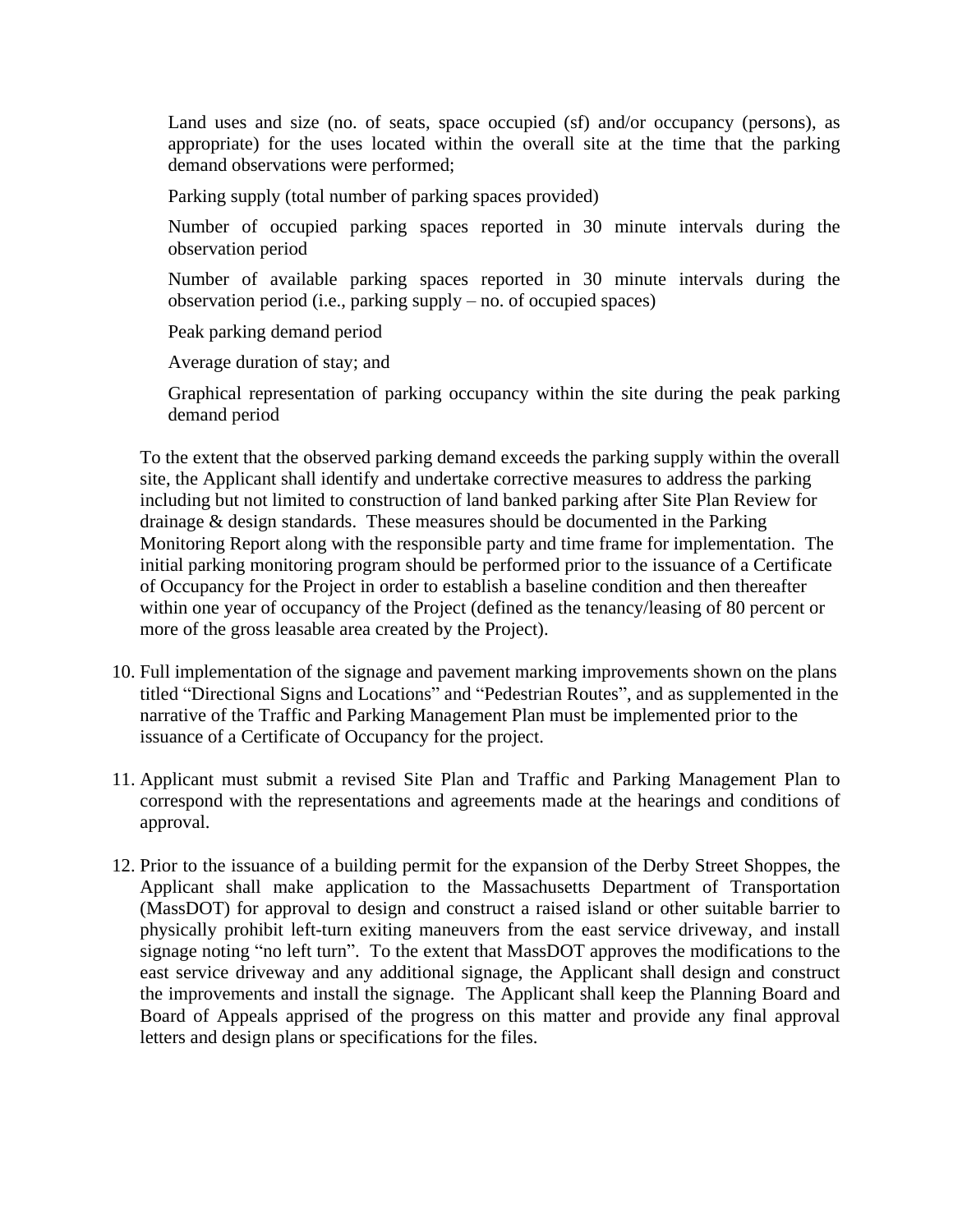Land uses and size (no. of seats, space occupied (sf) and/or occupancy (persons), as appropriate) for the uses located within the overall site at the time that the parking demand observations were performed;

Parking supply (total number of parking spaces provided)

Number of occupied parking spaces reported in 30 minute intervals during the observation period

Number of available parking spaces reported in 30 minute intervals during the observation period (i.e., parking supply – no. of occupied spaces)

Peak parking demand period

Average duration of stay; and

Graphical representation of parking occupancy within the site during the peak parking demand period

To the extent that the observed parking demand exceeds the parking supply within the overall site, the Applicant shall identify and undertake corrective measures to address the parking including but not limited to construction of land banked parking after Site Plan Review for drainage & design standards. These measures should be documented in the Parking Monitoring Report along with the responsible party and time frame for implementation. The initial parking monitoring program should be performed prior to the issuance of a Certificate of Occupancy for the Project in order to establish a baseline condition and then thereafter within one year of occupancy of the Project (defined as the tenancy/leasing of 80 percent or more of the gross leasable area created by the Project).

10. Full implementation of the signage and pavement marking improvements shown on the plans titled "Directional Signs and Locations" and "Pedestrian Routes", and as supplemented in the narrative of the Traffic and Parking Management Plan must be implemented prior to the issuance of a Certificate of Occupancy for the project.

11. Applicant must submit a revised Site Plan and Traffic and Parking Management Plan to correspond with the representations and agreements made at the hearings and conditions of approval.

12. Prior to the issuance of a building permit for the expansion of the Derby Street Shoppes, the Applicant shall make application to the Massachusetts Department of Transportation (MassDOT) for approval to design and construct a raised island or other suitable barrier to physically prohibit left-turn exiting maneuvers from the east service driveway, and install signage noting "no left turn". To the extent that MassDOT approves the modifications to the east service driveway and any additional signage, the Applicant shall design and construct the improvements and install the signage. The Applicant shall keep the Planning Board and Board of Appeals apprised of the progress on this matter and provide any final approval letters and design plans or specifications for the files.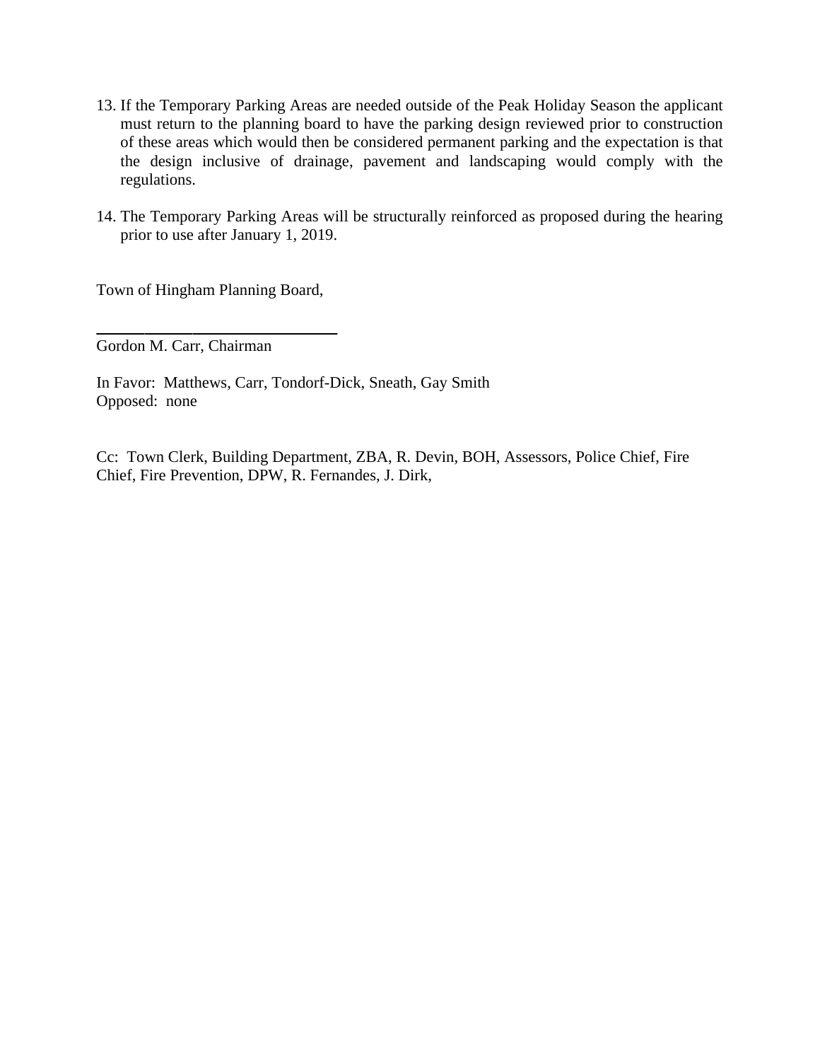13. If the Temporary Parking Areas are needed outside of the Peak Holiday Season the applicant must return to the planning board to have the parking design reviewed prior to construction of these areas which would then be considered permanent parking and the expectation is that the design inclusive of drainage, pavement and landscaping would comply with the regulations.

14. The Temporary Parking Areas will be structurally reinforced as proposed during the hearing prior to use after January 1, 2019.

Town of Hingham Planning Board,

______________________________
Gordon M. Carr, Chairman

In Favor: Matthews, Carr, Tondorf-Dick, Sneath, Gay Smith
Opposed: none

Cc: Town Clerk, Building Department, ZBA, R. Devin, BOH, Assessors, Police Chief, Fire Chief, Fire Prevention, DPW, R. Fernandes, J. Dirk,